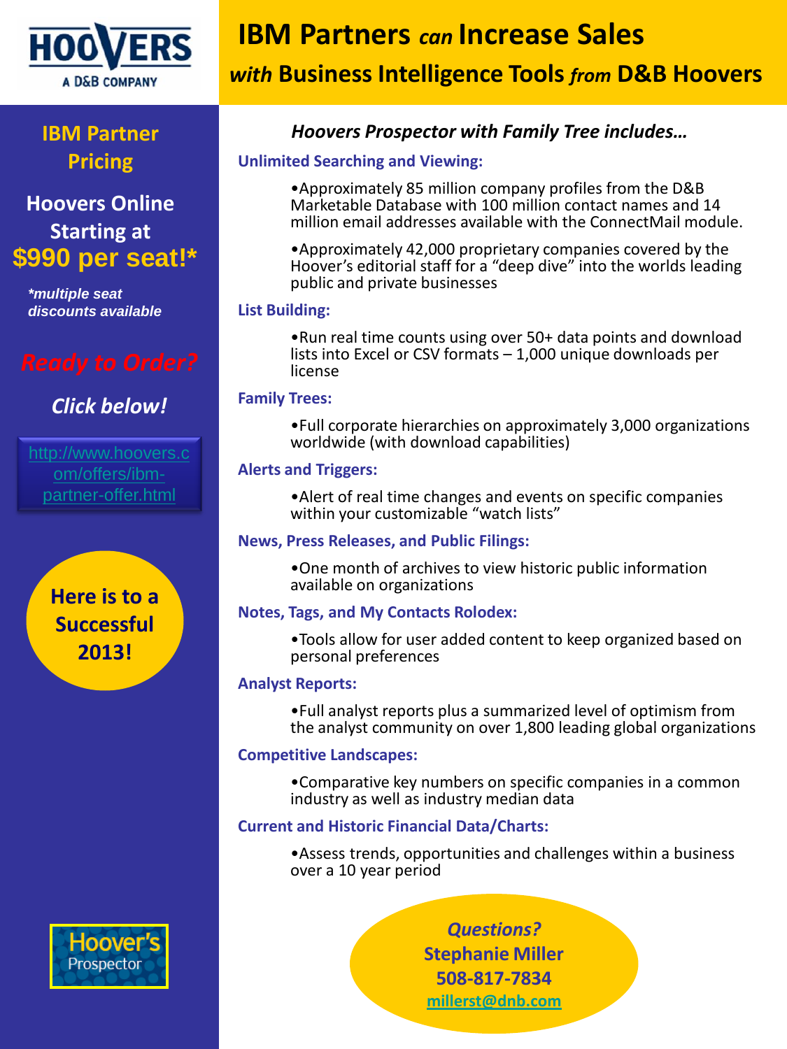HOOVERS A D&B COMPANY

# IBM Partners *can* Increase Sales

## *with* Business Intelligence Tools *from* D&B Hoovers

**IBM Partner Pricing**

**Hoovers Online Starting at**

**$990 per seat!***

***multiple seat discounts available***

***Ready to Order?***

***Click below!***

http://www.hoovers.com/offers/ibm-partner-offer.html

**Here is to a Successful 2013!**

Hoover's Prospector

### *Hoovers Prospector with Family Tree includes…*

**Unlimited Searching and Viewing:**

- Approximately 85 million company profiles from the D&B Marketable Database with 100 million contact names and 14 million email addresses available with the ConnectMail module.
- Approximately 42,000 proprietary companies covered by the Hoover's editorial staff for a "deep dive" into the worlds leading public and private businesses

**List Building:**

- Run real time counts using over 50+ data points and download lists into Excel or CSV formats – 1,000 unique downloads per license

**Family Trees:**

- Full corporate hierarchies on approximately 3,000 organizations worldwide (with download capabilities)

**Alerts and Triggers:**

- Alert of real time changes and events on specific companies within your customizable "watch lists"

**News, Press Releases, and Public Filings:**

- One month of archives to view historic public information available on organizations

**Notes, Tags, and My Contacts Rolodex:**

- Tools allow for user added content to keep organized based on personal preferences

**Analyst Reports:**

- Full analyst reports plus a summarized level of optimism from the analyst community on over 1,800 leading global organizations

**Competitive Landscapes:**

- Comparative key numbers on specific companies in a common industry as well as industry median data

**Current and Historic Financial Data/Charts:**

- Assess trends, opportunities and challenges within a business over a 10 year period

***Questions?***
**Stephanie Miller**
**508-817-7834**
**millerst@dnb.com**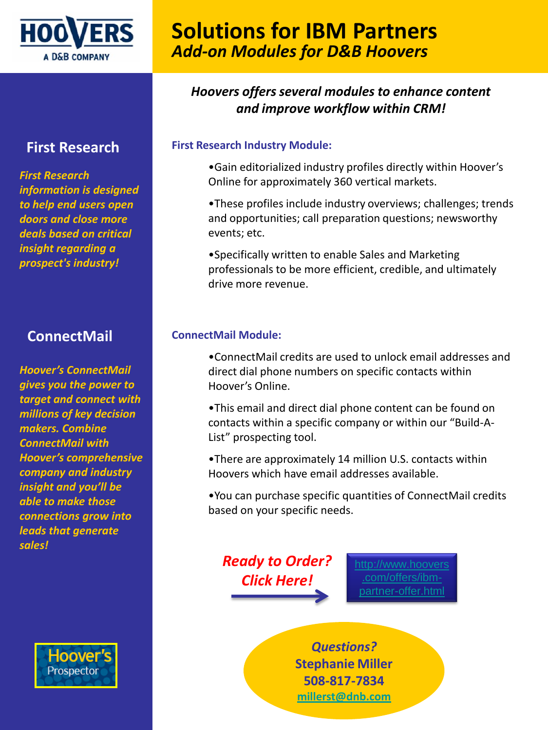HOOVERS
A D&B COMPANY

# Solutions for IBM Partners
## *Add-on Modules for D&B Hoovers*

## First Research

***First Research information is designed to help end users open doors and close more deals based on critical insight regarding a prospect's industry!***

## ConnectMail

***Hoover's ConnectMail gives you the power to target and connect with millions of key decision makers. Combine ConnectMail with Hoover's comprehensive company and industry insight and you'll be able to make those connections grow into leads that generate sales!***

Hoover's Prospector

***Hoovers offers several modules to enhance content and improve workflow within CRM!***

### First Research Industry Module:

- Gain editorialized industry profiles directly within Hoover's Online for approximately 360 vertical markets.
- These profiles include industry overviews; challenges; trends and opportunities; call preparation questions; newsworthy events; etc.
- Specifically written to enable Sales and Marketing professionals to be more efficient, credible, and ultimately drive more revenue.

### ConnectMail Module:

- ConnectMail credits are used to unlock email addresses and direct dial phone numbers on specific contacts within Hoover's Online.
- This email and direct dial phone content can be found on contacts within a specific company or within our "Build-A-List" prospecting tool.
- There are approximately 14 million U.S. contacts within Hoovers which have email addresses available.
- You can purchase specific quantities of ConnectMail credits based on your specific needs.

***Ready to Order? Click Here!***

http://www.hoovers.com/offers/ibm-partner-offer.html

***Questions?***
**Stephanie Miller**
**508-817-7834**
**millerst@dnb.com**